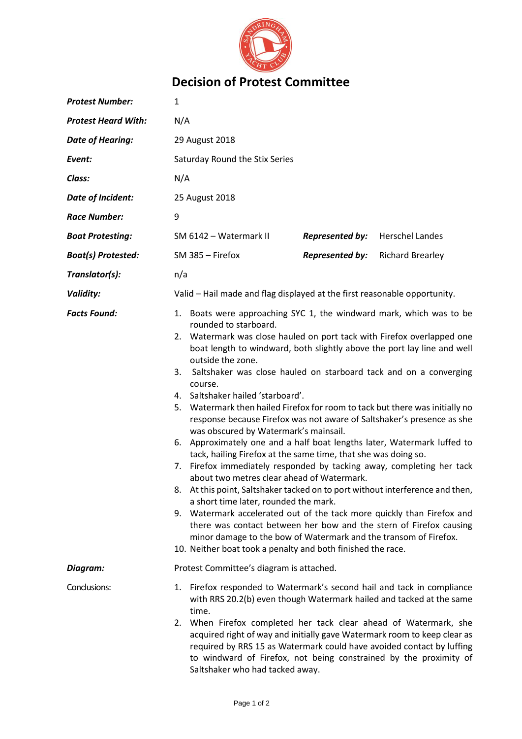# Decision of Protest Committee

| | | | |
|---|---|---|---|
| ***Protest Number:*** | 1 | | |
| ***Protest Heard With:*** | N/A | | |
| ***Date of Hearing:*** | 29 August 2018 | | |
| ***Event:*** | Saturday Round the Stix Series | | |
| ***Class:*** | N/A | | |
| ***Date of Incident:*** | 25 August 2018 | | |
| ***Race Number:*** | 9 | | |
| ***Boat Protesting:*** | SM 6142 – Watermark II | ***Represented by:*** | Herschel Landes |
| ***Boat(s) Protested:*** | SM 385 – Firefox | ***Represented by:*** | Richard Brearley |
| ***Translator(s):*** | n/a | | |
| ***Validity:*** | Valid – Hail made and flag displayed at the first reasonable opportunity. | | |

***Facts Found:***

1. Boats were approaching SYC 1, the windward mark, which was to be rounded to starboard.
2. Watermark was close hauled on port tack with Firefox overlapped one boat length to windward, both slightly above the port lay line and well outside the zone.
3. Saltshaker was close hauled on starboard tack and on a converging course.
4. Saltshaker hailed 'starboard'.
5. Watermark then hailed Firefox for room to tack but there was initially no response because Firefox was not aware of Saltshaker's presence as she was obscured by Watermark's mainsail.
6. Approximately one and a half boat lengths later, Watermark luffed to tack, hailing Firefox at the same time, that she was doing so.
7. Firefox immediately responded by tacking away, completing her tack about two metres clear ahead of Watermark.
8. At this point, Saltshaker tacked on to port without interference and then, a short time later, rounded the mark.
9. Watermark accelerated out of the tack more quickly than Firefox and there was contact between her bow and the stern of Firefox causing minor damage to the bow of Watermark and the transom of Firefox.
10. Neither boat took a penalty and both finished the race.

***Diagram:*** Protest Committee's diagram is attached.

Conclusions:

1. Firefox responded to Watermark's second hail and tack in compliance with RRS 20.2(b) even though Watermark hailed and tacked at the same time.
2. When Firefox completed her tack clear ahead of Watermark, she acquired right of way and initially gave Watermark room to keep clear as required by RRS 15 as Watermark could have avoided contact by luffing to windward of Firefox, not being constrained by the proximity of Saltshaker who had tacked away.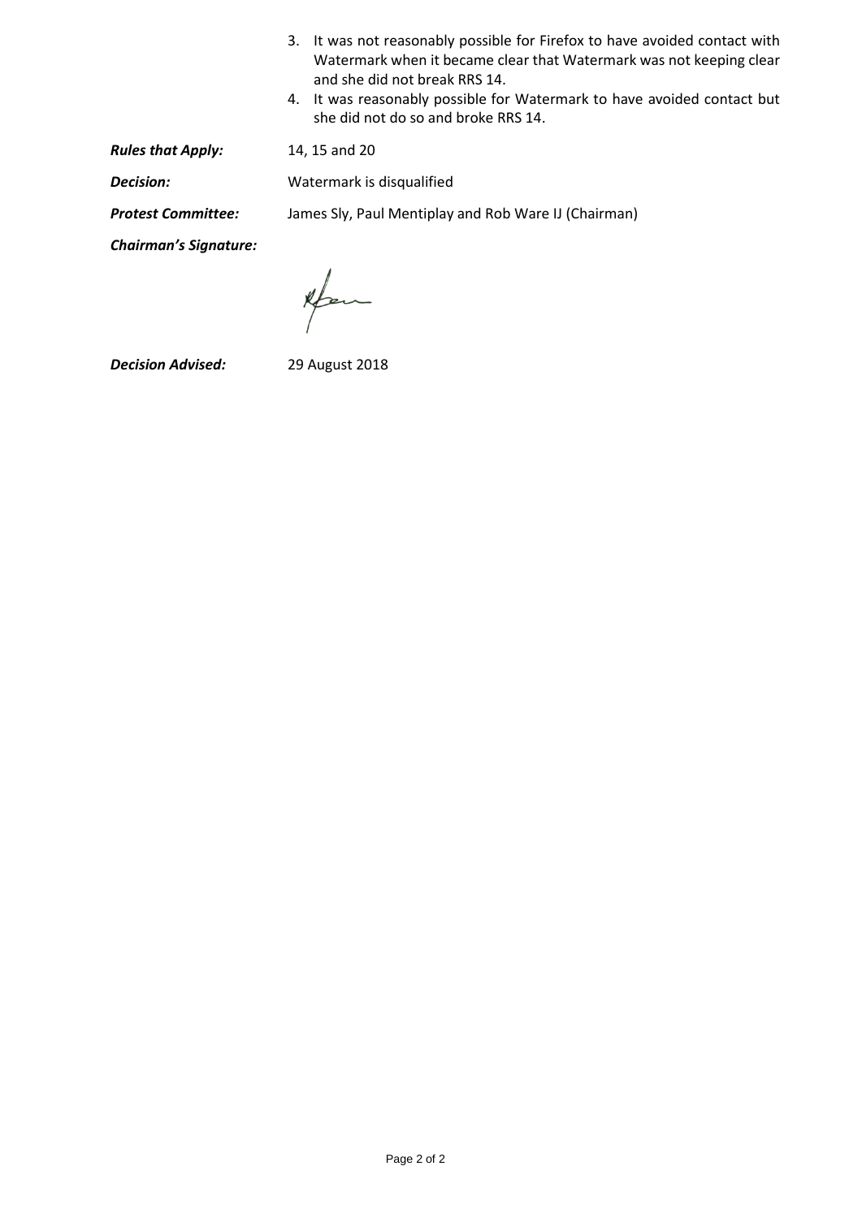3. It was not reasonably possible for Firefox to have avoided contact with Watermark when it became clear that Watermark was not keeping clear and she did not break RRS 14.
4. It was reasonably possible for Watermark to have avoided contact but she did not do so and broke RRS 14.

***Rules that Apply:*** 14, 15 and 20

***Decision:*** Watermark is disqualified

***Protest Committee:*** James Sly, Paul Mentiplay and Rob Ware IJ (Chairman)

***Chairman's Signature:***

***Decision Advised:*** 29 August 2018